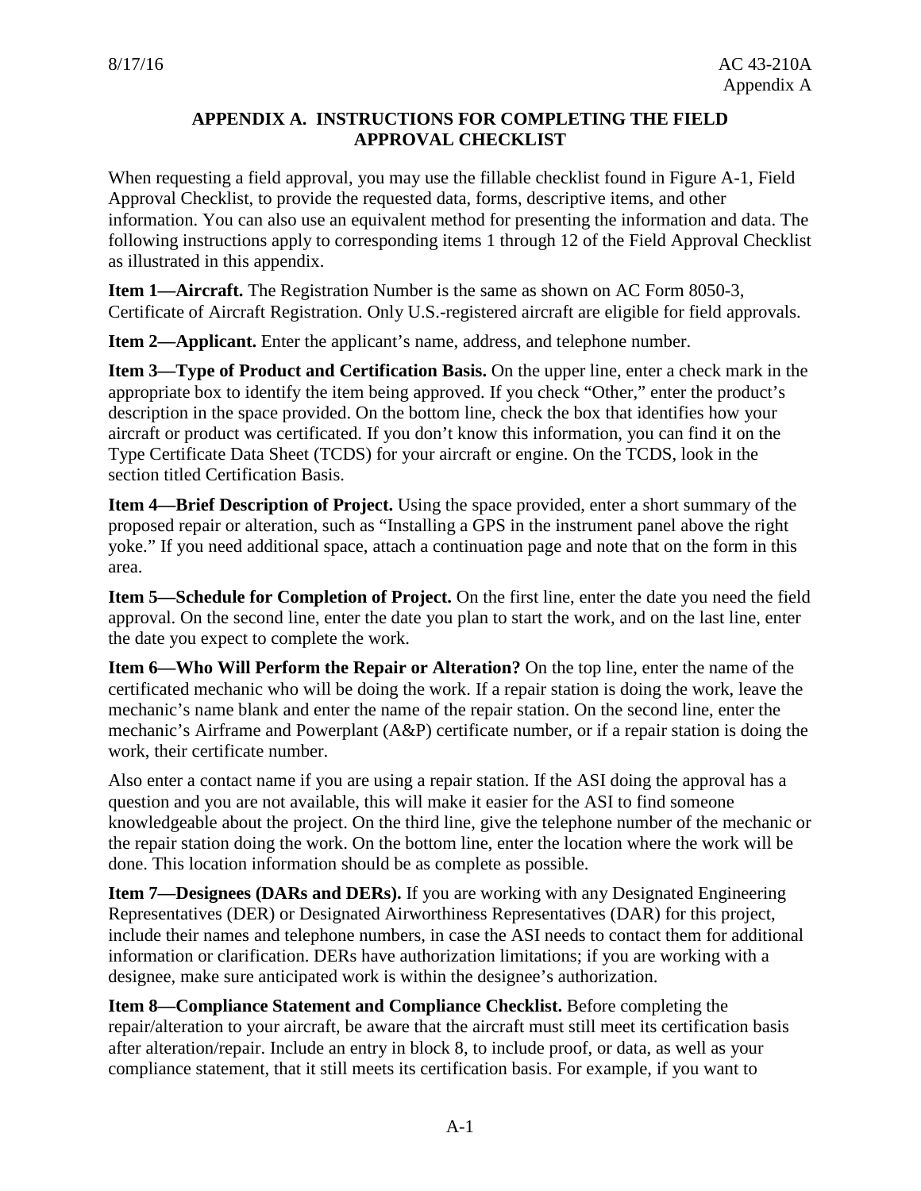# APPENDIX A. INSTRUCTIONS FOR COMPLETING THE FIELD APPROVAL CHECKLIST

When requesting a field approval, you may use the fillable checklist found in Figure A-1, Field Approval Checklist, to provide the requested data, forms, descriptive items, and other information. You can also use an equivalent method for presenting the information and data. The following instructions apply to corresponding items 1 through 12 of the Field Approval Checklist as illustrated in this appendix.

**Item 1—Aircraft.** The Registration Number is the same as shown on AC Form 8050-3, Certificate of Aircraft Registration. Only U.S.-registered aircraft are eligible for field approvals.

**Item 2—Applicant.** Enter the applicant's name, address, and telephone number.

**Item 3—Type of Product and Certification Basis.** On the upper line, enter a check mark in the appropriate box to identify the item being approved. If you check "Other," enter the product's description in the space provided. On the bottom line, check the box that identifies how your aircraft or product was certificated. If you don't know this information, you can find it on the Type Certificate Data Sheet (TCDS) for your aircraft or engine. On the TCDS, look in the section titled Certification Basis.

**Item 4—Brief Description of Project.** Using the space provided, enter a short summary of the proposed repair or alteration, such as "Installing a GPS in the instrument panel above the right yoke." If you need additional space, attach a continuation page and note that on the form in this area.

**Item 5—Schedule for Completion of Project.** On the first line, enter the date you need the field approval. On the second line, enter the date you plan to start the work, and on the last line, enter the date you expect to complete the work.

**Item 6—Who Will Perform the Repair or Alteration?** On the top line, enter the name of the certificated mechanic who will be doing the work. If a repair station is doing the work, leave the mechanic's name blank and enter the name of the repair station. On the second line, enter the mechanic's Airframe and Powerplant (A&P) certificate number, or if a repair station is doing the work, their certificate number.

Also enter a contact name if you are using a repair station. If the ASI doing the approval has a question and you are not available, this will make it easier for the ASI to find someone knowledgeable about the project. On the third line, give the telephone number of the mechanic or the repair station doing the work. On the bottom line, enter the location where the work will be done. This location information should be as complete as possible.

**Item 7—Designees (DARs and DERs).** If you are working with any Designated Engineering Representatives (DER) or Designated Airworthiness Representatives (DAR) for this project, include their names and telephone numbers, in case the ASI needs to contact them for additional information or clarification. DERs have authorization limitations; if you are working with a designee, make sure anticipated work is within the designee's authorization.

**Item 8—Compliance Statement and Compliance Checklist.** Before completing the repair/alteration to your aircraft, be aware that the aircraft must still meet its certification basis after alteration/repair. Include an entry in block 8, to include proof, or data, as well as your compliance statement, that it still meets its certification basis. For example, if you want to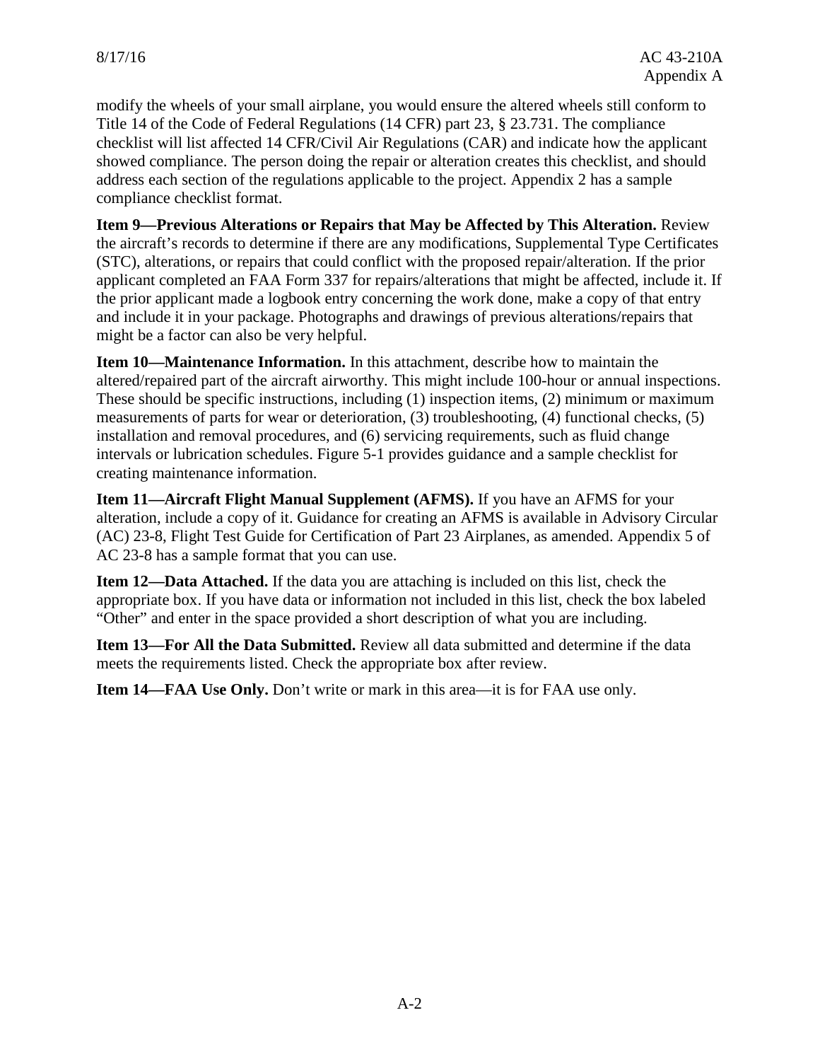modify the wheels of your small airplane, you would ensure the altered wheels still conform to Title 14 of the Code of Federal Regulations (14 CFR) part 23, § 23.731. The compliance checklist will list affected 14 CFR/Civil Air Regulations (CAR) and indicate how the applicant showed compliance. The person doing the repair or alteration creates this checklist, and should address each section of the regulations applicable to the project. Appendix 2 has a sample compliance checklist format.

**Item 9—Previous Alterations or Repairs that May be Affected by This Alteration.** Review the aircraft's records to determine if there are any modifications, Supplemental Type Certificates (STC), alterations, or repairs that could conflict with the proposed repair/alteration. If the prior applicant completed an FAA Form 337 for repairs/alterations that might be affected, include it. If the prior applicant made a logbook entry concerning the work done, make a copy of that entry and include it in your package. Photographs and drawings of previous alterations/repairs that might be a factor can also be very helpful.

**Item 10—Maintenance Information.** In this attachment, describe how to maintain the altered/repaired part of the aircraft airworthy. This might include 100-hour or annual inspections. These should be specific instructions, including (1) inspection items, (2) minimum or maximum measurements of parts for wear or deterioration, (3) troubleshooting, (4) functional checks, (5) installation and removal procedures, and (6) servicing requirements, such as fluid change intervals or lubrication schedules. Figure 5-1 provides guidance and a sample checklist for creating maintenance information.

**Item 11—Aircraft Flight Manual Supplement (AFMS).** If you have an AFMS for your alteration, include a copy of it. Guidance for creating an AFMS is available in Advisory Circular (AC) 23-8, Flight Test Guide for Certification of Part 23 Airplanes, as amended. Appendix 5 of AC 23-8 has a sample format that you can use.

**Item 12—Data Attached.** If the data you are attaching is included on this list, check the appropriate box. If you have data or information not included in this list, check the box labeled "Other" and enter in the space provided a short description of what you are including.

**Item 13—For All the Data Submitted.** Review all data submitted and determine if the data meets the requirements listed. Check the appropriate box after review.

**Item 14—FAA Use Only.** Don't write or mark in this area—it is for FAA use only.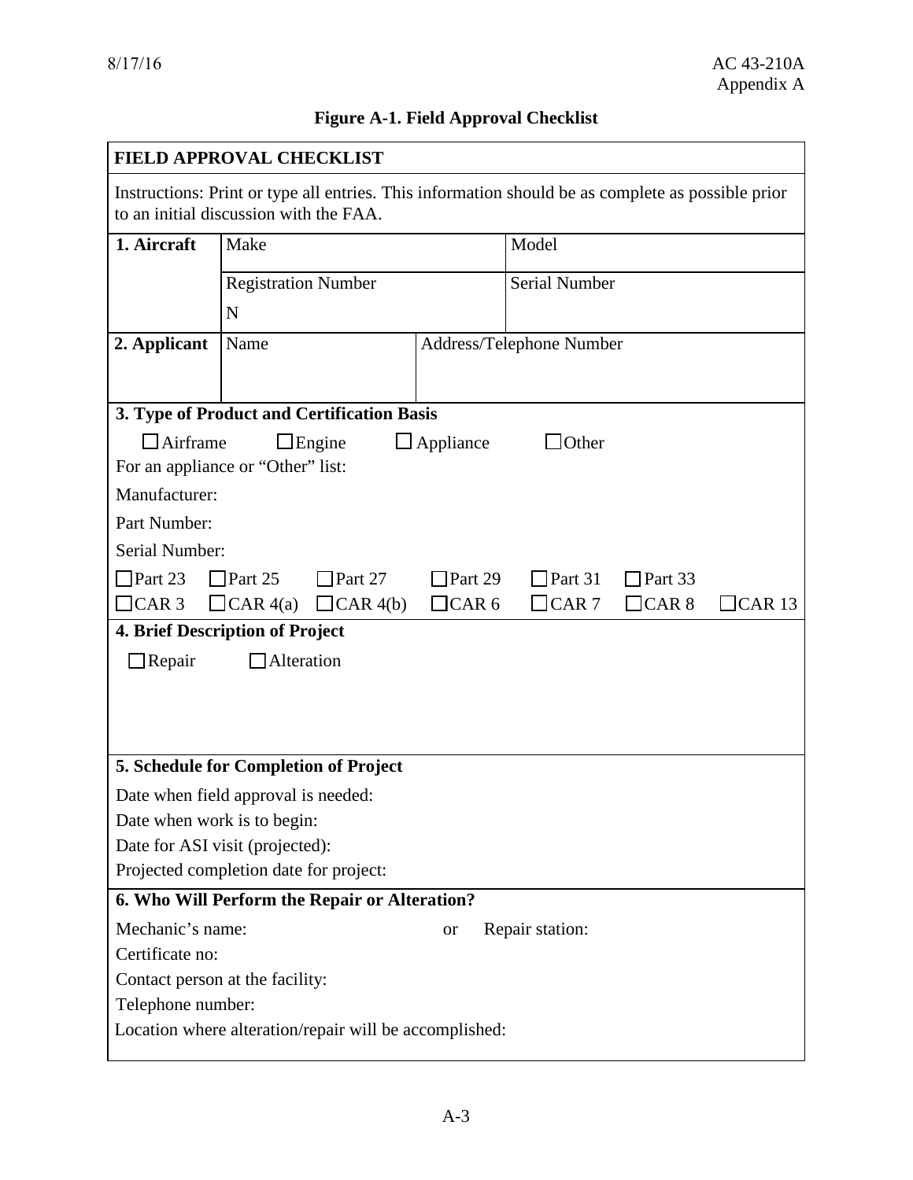**Figure A-1. Field Approval Checklist**

| FIELD APPROVAL CHECKLIST | | | |
|---|---|---|---|
| Instructions: Print or type all entries. This information should be as complete as possible prior to an initial discussion with the FAA. | | | |
| **1. Aircraft** | Make | | Model |
| | Registration Number<br>N | | Serial Number |
| **2. Applicant** | Name | Address/Telephone Number | |

**3. Type of Product and Certification Basis**

☐ Airframe ☐ Engine ☐ Appliance ☐ Other

For an appliance or "Other" list:

Manufacturer:

Part Number:

Serial Number:

☐ Part 23 ☐ Part 25 ☐ Part 27 ☐ Part 29 ☐ Part 31 ☐ Part 33

☐ CAR 3 ☐ CAR 4(a) ☐ CAR 4(b) ☐ CAR 6 ☐ CAR 7 ☐ CAR 8 ☐ CAR 13

**4. Brief Description of Project**

☐ Repair ☐ Alteration

**5. Schedule for Completion of Project**

Date when field approval is needed:

Date when work is to begin:

Date for ASI visit (projected):

Projected completion date for project:

**6. Who Will Perform the Repair or Alteration?**

Mechanic's name: or Repair station:

Certificate no:

Contact person at the facility:

Telephone number:

Location where alteration/repair will be accomplished: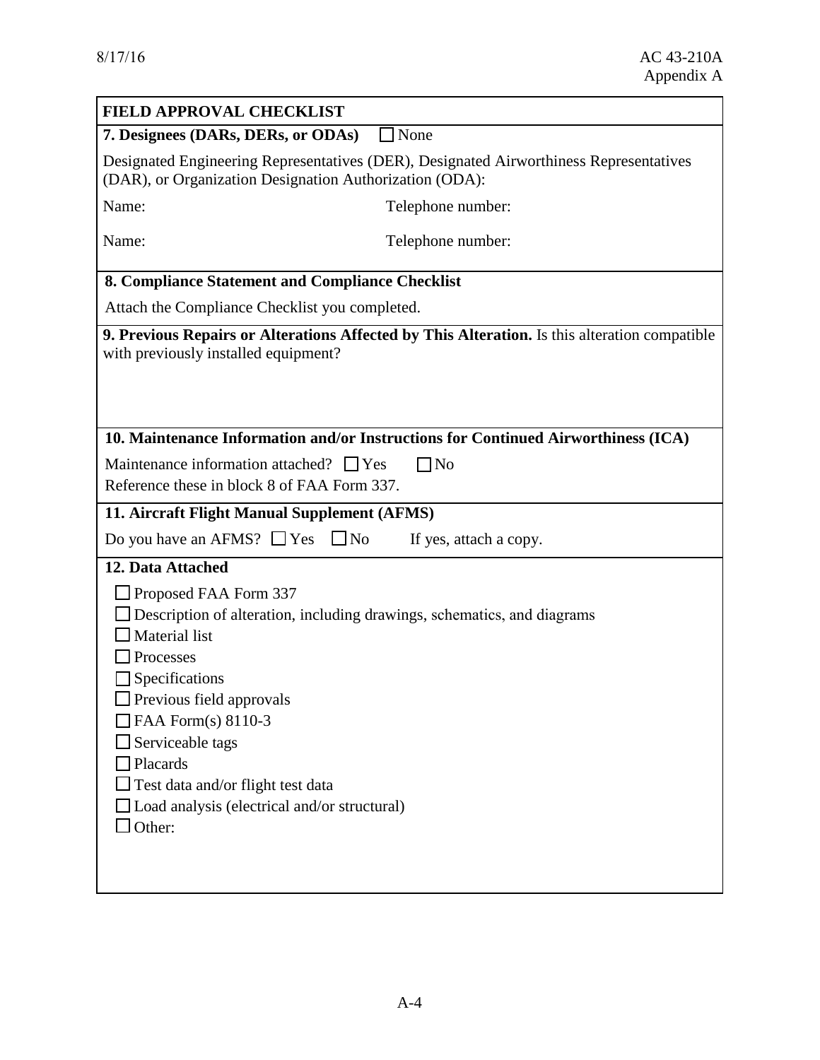## FIELD APPROVAL CHECKLIST

**7. Designees (DARs, DERs, or ODAs)** ☐ None

Designated Engineering Representatives (DER), Designated Airworthiness Representatives (DAR), or Organization Designation Authorization (ODA):

Name: Telephone number:

Name: Telephone number:

**8. Compliance Statement and Compliance Checklist**

Attach the Compliance Checklist you completed.

**9. Previous Repairs or Alterations Affected by This Alteration.** Is this alteration compatible with previously installed equipment?

**10. Maintenance Information and/or Instructions for Continued Airworthiness (ICA)**

Maintenance information attached? ☐ Yes ☐ No

Reference these in block 8 of FAA Form 337.

**11. Aircraft Flight Manual Supplement (AFMS)**

Do you have an AFMS? ☐ Yes ☐ No If yes, attach a copy.

**12. Data Attached**

- ☐ Proposed FAA Form 337
- ☐ Description of alteration, including drawings, schematics, and diagrams
- ☐ Material list
- ☐ Processes
- ☐ Specifications
- ☐ Previous field approvals
- ☐ FAA Form(s) 8110-3
- ☐ Serviceable tags
- ☐ Placards
- ☐ Test data and/or flight test data
- ☐ Load analysis (electrical and/or structural)
- ☐ Other: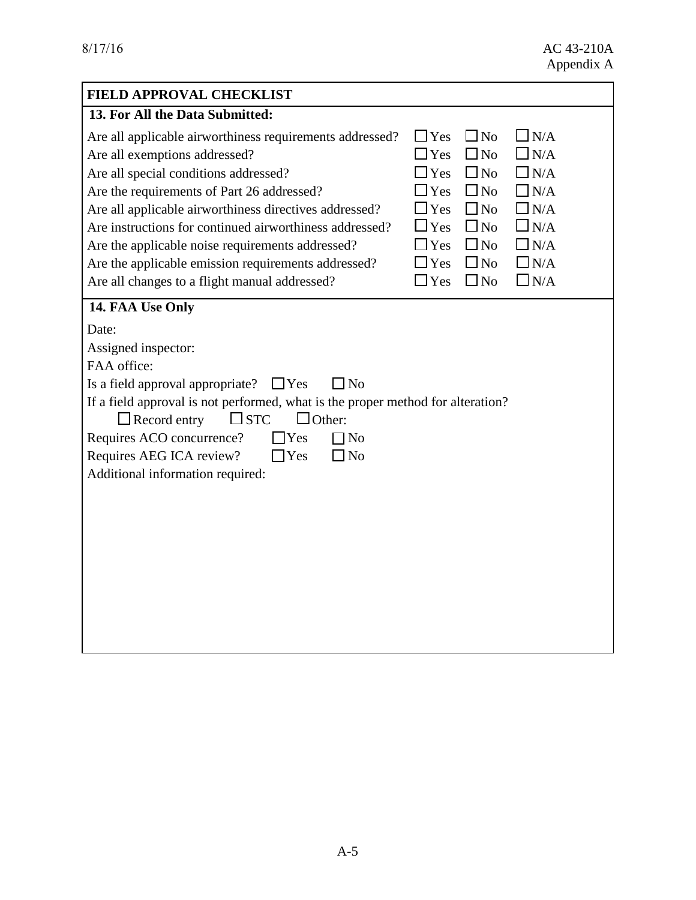## FIELD APPROVAL CHECKLIST

### 13. For All the Data Submitted:

| | | | |
|---|---|---|---|
| Are all applicable airworthiness requirements addressed? | ☐ Yes | ☐ No | ☐ N/A |
| Are all exemptions addressed? | ☐ Yes | ☐ No | ☐ N/A |
| Are all special conditions addressed? | ☐ Yes | ☐ No | ☐ N/A |
| Are the requirements of Part 26 addressed? | ☐ Yes | ☐ No | ☐ N/A |
| Are all applicable airworthiness directives addressed? | ☐ Yes | ☐ No | ☐ N/A |
| Are instructions for continued airworthiness addressed? | ☐ Yes | ☐ No | ☐ N/A |
| Are the applicable noise requirements addressed? | ☐ Yes | ☐ No | ☐ N/A |
| Are the applicable emission requirements addressed? | ☐ Yes | ☐ No | ☐ N/A |
| Are all changes to a flight manual addressed? | ☐ Yes | ☐ No | ☐ N/A |

### 14. FAA Use Only

Date:

Assigned inspector:

FAA office:

Is a field approval appropriate? ☐ Yes ☐ No

If a field approval is not performed, what is the proper method for alteration?

☐ Record entry ☐ STC ☐ Other:

Requires ACO concurrence? ☐ Yes ☐ No

Requires AEG ICA review? ☐ Yes ☐ No

Additional information required: